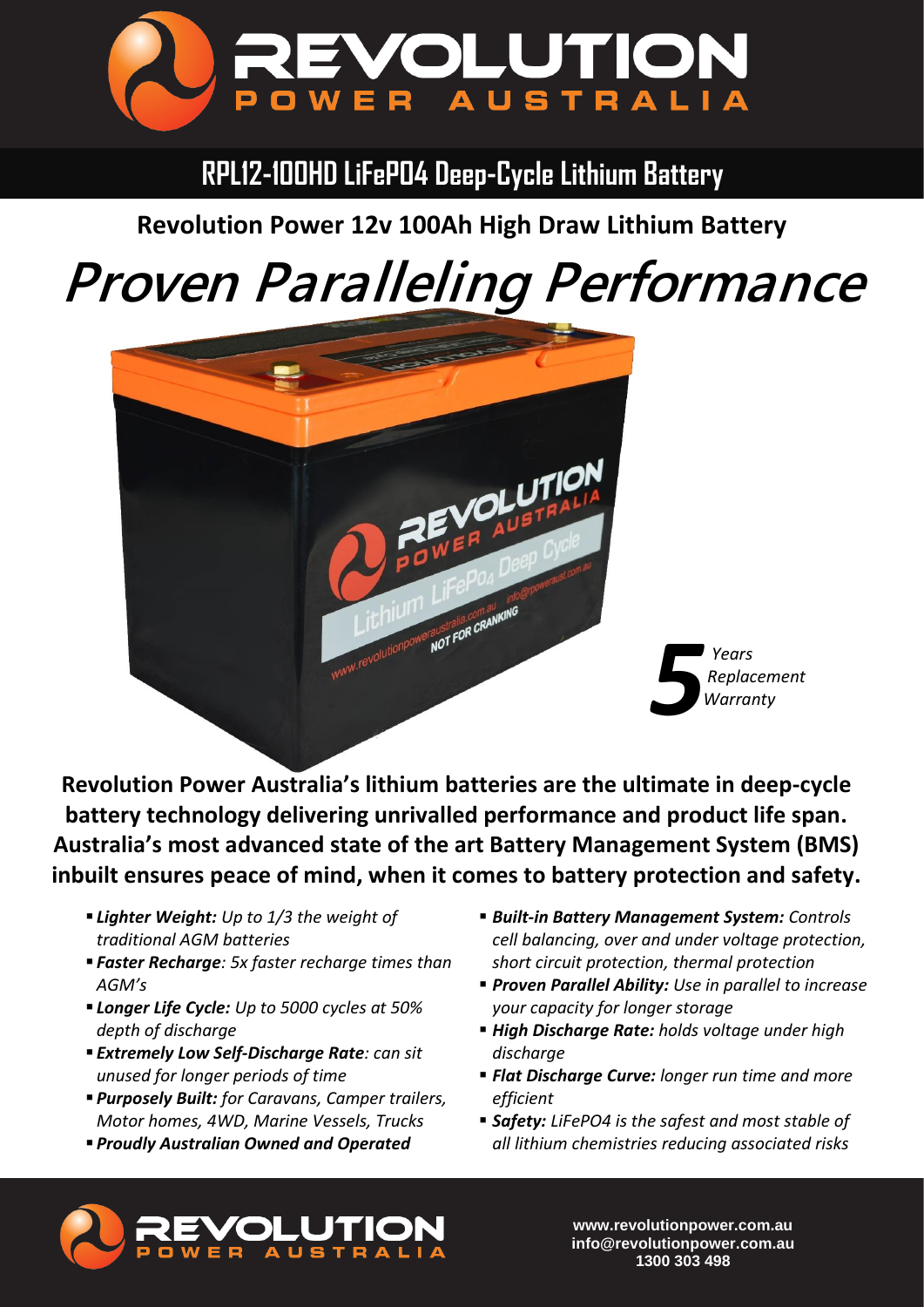# REVOLUTION POWER AUSTRALIA

## RPL12-100HD LiFePO4 Deep-Cycle Lithium Battery

### Revolution Power 12v 100Ah High Draw Lithium Battery

# *Proven Paralleling Performance*

***5*** *Years Replacement Warranty*

**Revolution Power Australia's lithium batteries are the ultimate in deep-cycle battery technology delivering unrivalled performance and product life span. Australia's most advanced state of the art Battery Management System (BMS) inbuilt ensures peace of mind, when it comes to battery protection and safety.**

- ***Lighter Weight:*** *Up to 1/3 the weight of traditional AGM batteries*
- ***Faster Recharge****: 5x faster recharge times than AGM's*
- ***Longer Life Cycle:*** *Up to 5000 cycles at 50% depth of discharge*
- ***Extremely Low Self-Discharge Rate****: can sit unused for longer periods of time*
- ***Purposely Built:*** *for Caravans, Camper trailers, Motor homes, 4WD, Marine Vessels, Trucks*
- ***Proudly Australian Owned and Operated***
- ***Built-in Battery Management System:*** *Controls cell balancing, over and under voltage protection, short circuit protection, thermal protection*
- ***Proven Parallel Ability:*** *Use in parallel to increase your capacity for longer storage*
- ***High Discharge Rate:*** *holds voltage under high discharge*
- ***Flat Discharge Curve:*** *longer run time and more efficient*
- ***Safety:*** *LiFePO4 is the safest and most stable of all lithium chemistries reducing associated risks*

REVOLUTION POWER AUSTRALIA

www.revolutionpower.com.au
info@revolutionpower.com.au
1300 303 498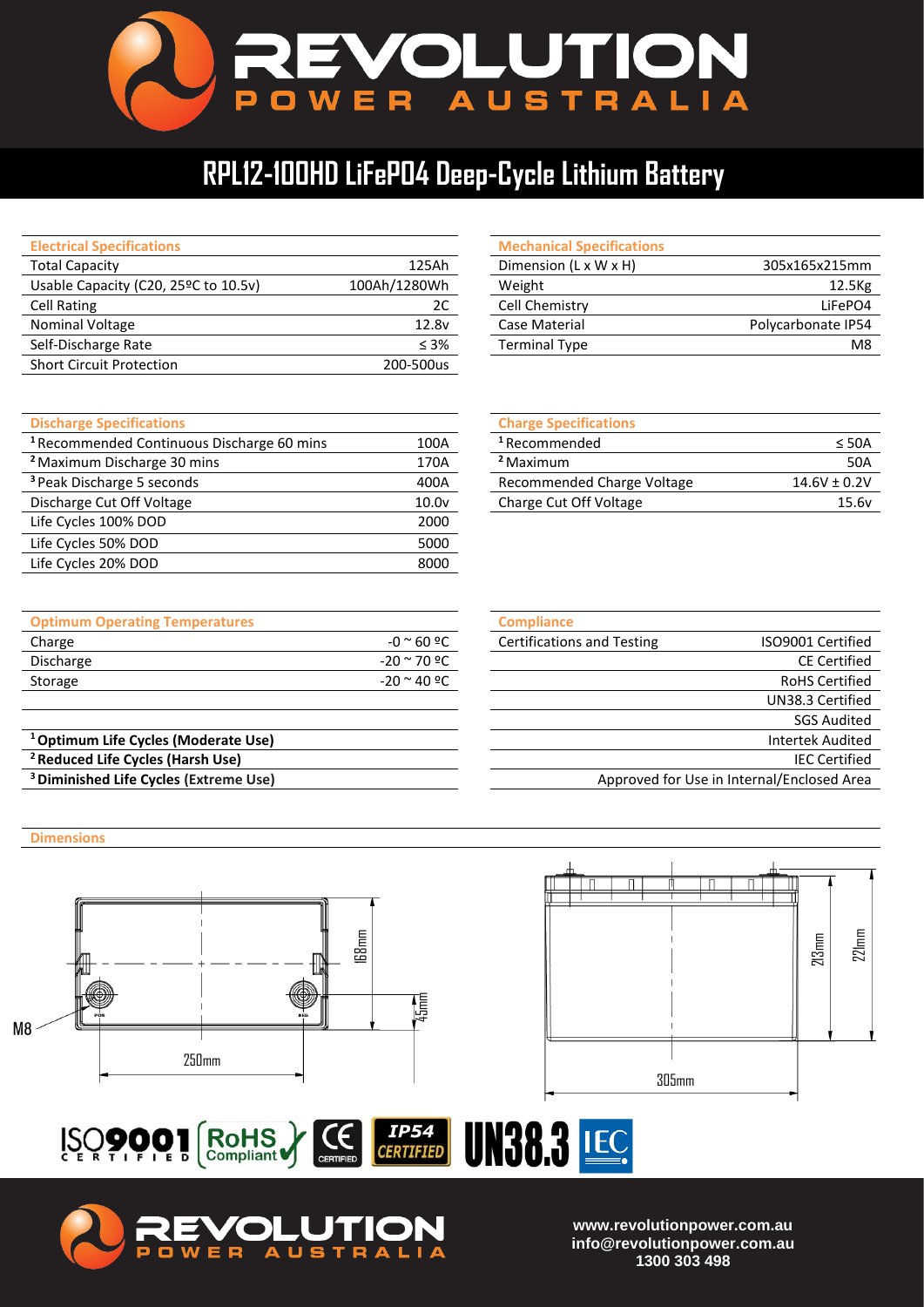# RPL12-100HD LiFePO4 Deep-Cycle Lithium Battery

| Electrical Specifications | |
|---|---|
| Total Capacity | 125Ah |
| Usable Capacity (C20, 25ºC to 10.5v) | 100Ah/1280Wh |
| Cell Rating | 2C |
| Nominal Voltage | 12.8v |
| Self-Discharge Rate | ≤ 3% |
| Short Circuit Protection | 200-500us |

| Mechanical Specifications | |
|---|---|
| Dimension (L x W x H) | 305x165x215mm |
| Weight | 12.5Kg |
| Cell Chemistry | LiFePO4 |
| Case Material | Polycarbonate IP54 |
| Terminal Type | M8 |

| Discharge Specifications | |
|---|---|
| [1] Recommended Continuous Discharge 60 mins | 100A |
| [2] Maximum Discharge 30 mins | 170A |
| [3] Peak Discharge 5 seconds | 400A |
| Discharge Cut Off Voltage | 10.0v |
| Life Cycles 100% DOD | 2000 |
| Life Cycles 50% DOD | 5000 |
| Life Cycles 20% DOD | 8000 |

| Charge Specifications | |
|---|---|
| [1] Recommended | ≤ 50A |
| [2] Maximum | 50A |
| Recommended Charge Voltage | 14.6V ± 0.2V |
| Charge Cut Off Voltage | 15.6v |

| Optimum Operating Temperatures | |
|---|---|
| Charge | -0 ~ 60 ºC |
| Discharge | -20 ~ 70 ºC |
| Storage | -20 ~ 40 ºC |

**[1] Optimum Life Cycles (Moderate Use)**
**[2] Reduced Life Cycles (Harsh Use)**
**[3] Diminished Life Cycles (Extreme Use)**

| Compliance | |
|---|---|
| Certifications and Testing | ISO9001 Certified |
| | CE Certified |
| | RoHS Certified |
| | UN38.3 Certified |
| | SGS Audited |
| | Intertek Audited |
| | IEC Certified |
| | Approved for Use in Internal/Enclosed Area |

## Dimensions

M8
168mm
45mm
250mm
213mm
221mm
305mm

ISO9001 CERTIFIED
RoHS Compliant
CE CERTIFIED
IP54 CERTIFIED
UN38.3
IEC

www.revolutionpower.com.au
info@revolutionpower.com.au
1300 303 498